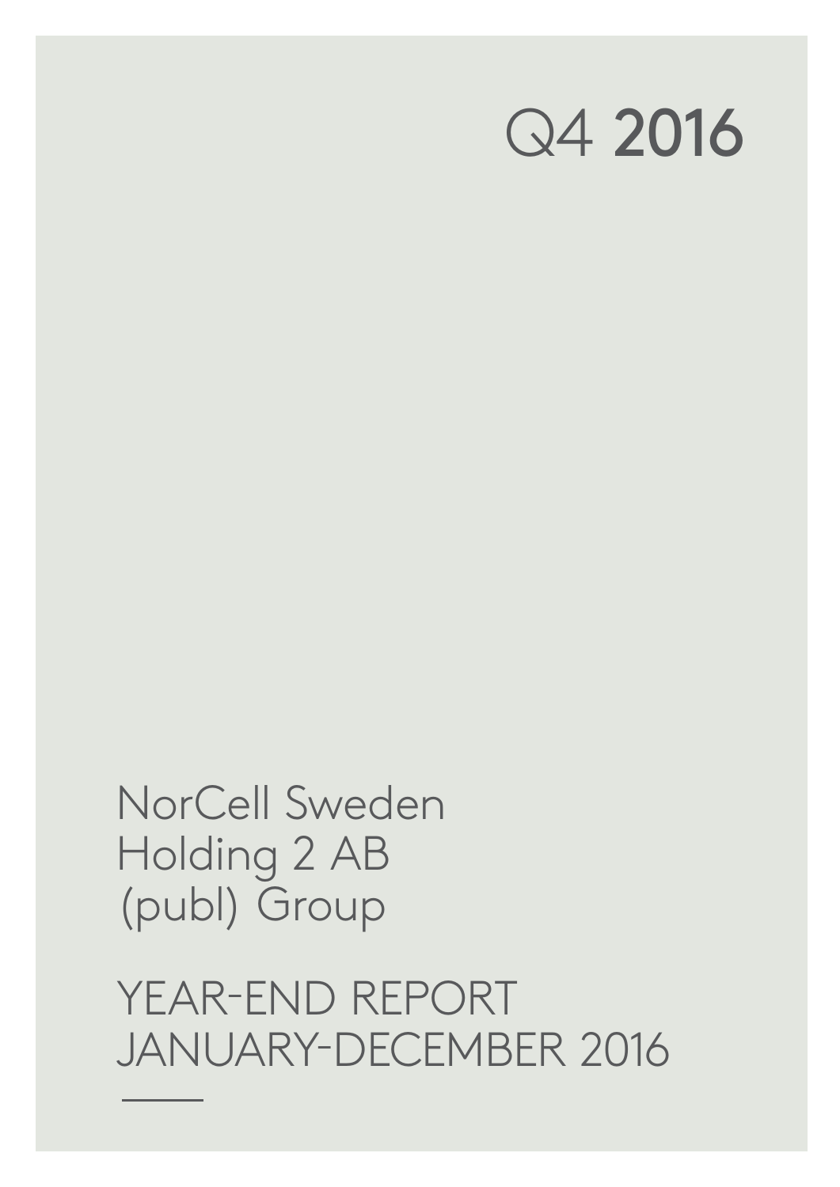# Q4 **2016**

NorCell Sweden
Holding 2 AB
(publ) Group

YEAR-END REPORT
JANUARY-DECEMBER 2016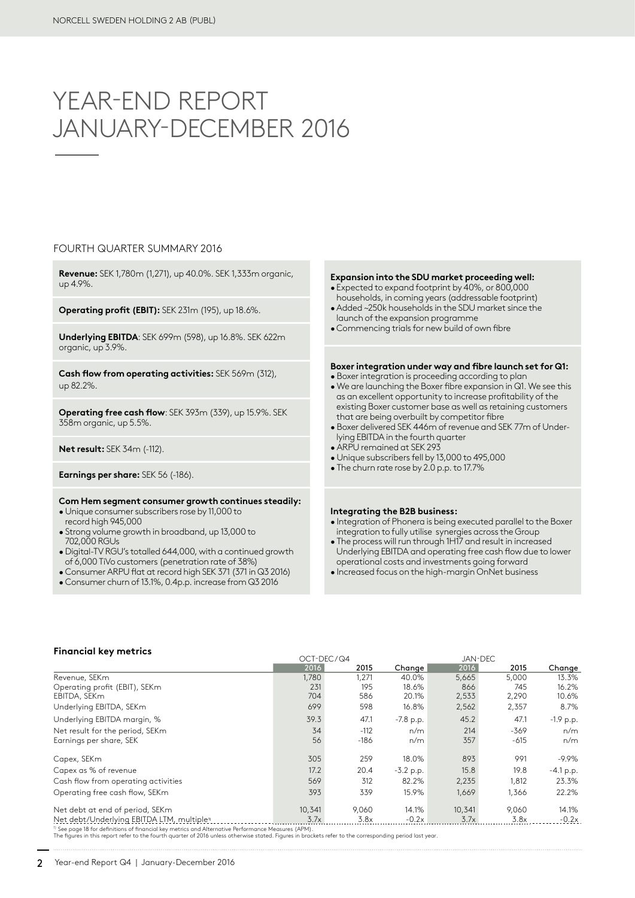# YEAR-END REPORT JANUARY-DECEMBER 2016

## FOURTH QUARTER SUMMARY 2016

**Revenue:** SEK 1,780m (1,271), up 40.0%. SEK 1,333m organic, up 4.9%.

**Operating profit (EBIT):** SEK 231m (195), up 18.6%.

**Underlying EBITDA**: SEK 699m (598), up 16.8%. SEK 622m organic, up 3.9%.

**Cash flow from operating activities:** SEK 569m (312), up 82.2%.

**Operating free cash flow**: SEK 393m (339), up 15.9%. SEK 358m organic, up 5.5%.

**Net result:** SEK 34m (-112).

**Earnings per share:** SEK 56 (-186).

**Com Hem segment consumer growth continues steadily:**

- Unique consumer subscribers rose by 11,000 to record high 945,000
- Strong volume growth in broadband, up 13,000 to 702,000 RGUs
- Digital-TV RGU's totalled 644,000, with a continued growth of 6,000 TiVo customers (penetration rate of 38%)
- Consumer ARPU flat at record high SEK 371 (371 in Q3 2016)
- Consumer churn of 13.1%, 0.4p.p. increase from Q3 2016

**Expansion into the SDU market proceeding well:**

- Expected to expand footprint by 40%, or 800,000 households, in coming years (addressable footprint)
- Added ~250k households in the SDU market since the launch of the expansion programme
- Commencing trials for new build of own fibre

**Boxer integration under way and fibre launch set for Q1:**

- Boxer integration is proceeding according to plan
- We are launching the Boxer fibre expansion in Q1. We see this as an excellent opportunity to increase profitability of the existing Boxer customer base as well as retaining customers that are being overbuilt by competitor fibre
- Boxer delivered SEK 446m of revenue and SEK 77m of Underlying EBITDA in the fourth quarter
- ARPU remained at SEK 293
- Unique subscribers fell by 13,000 to 495,000
- The churn rate rose by 2.0 p.p. to 17.7%

**Integrating the B2B business:**

- Integration of Phonera is being executed parallel to the Boxer integration to fully utilise synergies across the Group
- The process will run through 1H17 and result in increased Underlying EBITDA and operating free cash flow due to lower operational costs and investments going forward
- Increased focus on the high-margin OnNet business

**Financial key metrics**

| | OCT-DEC/Q4 | | | JAN-DEC | | |
|---|---|---|---|---|---|---|
| | 2016 | 2015 | Change | 2016 | 2015 | Change |
| Revenue, SEKm | 1,780 | 1,271 | 40.0% | 5,665 | 5,000 | 13.3% |
| Operating profit (EBIT), SEKm | 231 | 195 | 18.6% | 866 | 745 | 16.2% |
| EBITDA, SEKm | 704 | 586 | 20.1% | 2,533 | 2,290 | 10.6% |
| Underlying EBITDA, SEKm | 699 | 598 | 16.8% | 2,562 | 2,357 | 8.7% |
| Underlying EBITDA margin, % | 39.3 | 47.1 | -7.8 p.p. | 45.2 | 47.1 | -1.9 p.p. |
| Net result for the period, SEKm | 34 | -112 | n/m | 214 | -369 | n/m |
| Earnings per share, SEK | 56 | -186 | n/m | 357 | -615 | n/m |
| Capex, SEKm | 305 | 259 | 18.0% | 893 | 991 | -9.9% |
| Capex as % of revenue | 17.2 | 20.4 | -3.2 p.p. | 15.8 | 19.8 | -4.1 p.p. |
| Cash flow from operating activities | 569 | 312 | 82.2% | 2,235 | 1,812 | 23.3% |
| Operating free cash flow, SEKm | 393 | 339 | 15.9% | 1,669 | 1,366 | 22.2% |
| Net debt at end of period, SEKm | 10,341 | 9,060 | 14.1% | 10,341 | 9,060 | 14.1% |
| Net debt/Underlying EBITDA LTM, multiple[1] | 3.7x | 3.8x | -0.2x | 3.7x | 3.8x | -0.2x |

[1] See page 18 for definitions of financial key metrics and Alternative Performance Measures (APM).
The figures in this report refer to the fourth quarter of 2016 unless otherwise stated. Figures in brackets refer to the corresponding period last year.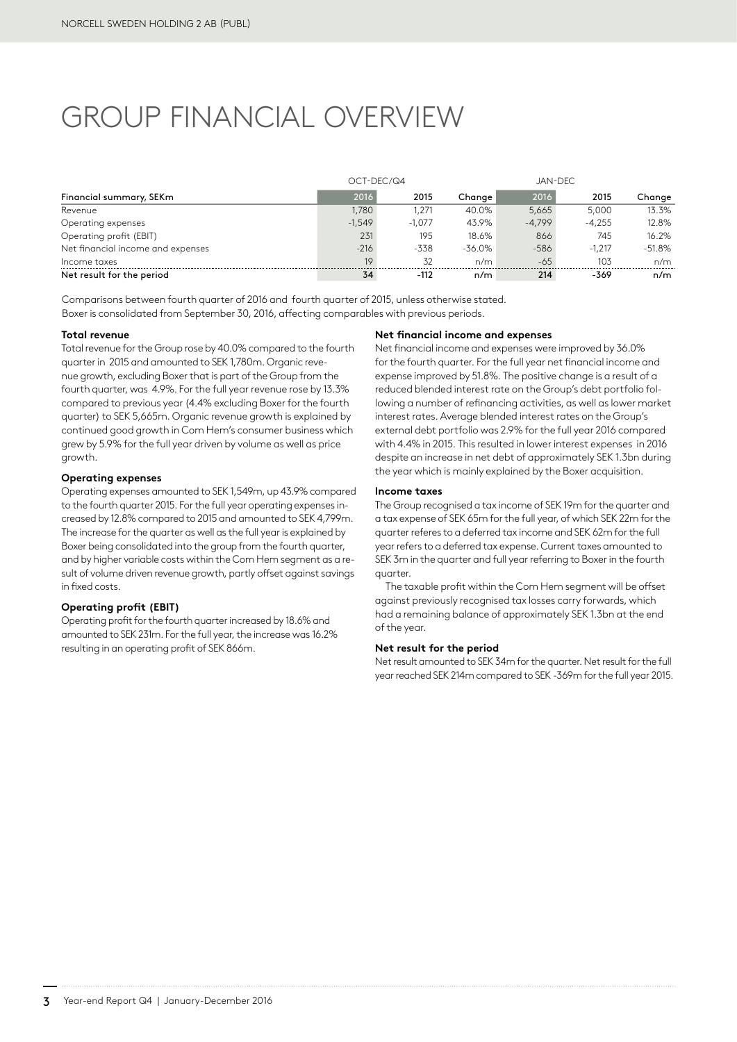# GROUP FINANCIAL OVERVIEW

| Financial summary, SEKm | OCT-DEC/Q4 2016 | 2015 | Change | JAN-DEC 2016 | 2015 | Change |
|---|---|---|---|---|---|---|
| Revenue | 1,780 | 1,271 | 40.0% | 5,665 | 5,000 | 13.3% |
| Operating expenses | -1,549 | -1,077 | 43.9% | -4,799 | -4,255 | 12.8% |
| Operating profit (EBIT) | 231 | 195 | 18.6% | 866 | 745 | 16.2% |
| Net financial income and expenses | -216 | -338 | -36.0% | -586 | -1,217 | -51.8% |
| Income taxes | 19 | 32 | n/m | -65 | 103 | n/m |
| **Net result for the period** | **34** | **-112** | **n/m** | **214** | **-369** | **n/m** |

Comparisons between fourth quarter of 2016 and fourth quarter of 2015, unless otherwise stated.
Boxer is consolidated from September 30, 2016, affecting comparables with previous periods.

**Total revenue**

Total revenue for the Group rose by 40.0% compared to the fourth quarter in 2015 and amounted to SEK 1,780m. Organic revenue growth, excluding Boxer that is part of the Group from the fourth quarter, was 4.9%. For the full year revenue rose by 13.3% compared to previous year (4.4% excluding Boxer for the fourth quarter) to SEK 5,665m. Organic revenue growth is explained by continued good growth in Com Hem's consumer business which grew by 5.9% for the full year driven by volume as well as price growth.

**Operating expenses**

Operating expenses amounted to SEK 1,549m, up 43.9% compared to the fourth quarter 2015. For the full year operating expenses increased by 12.8% compared to 2015 and amounted to SEK 4,799m. The increase for the quarter as well as the full year is explained by Boxer being consolidated into the group from the fourth quarter, and by higher variable costs within the Com Hem segment as a result of volume driven revenue growth, partly offset against savings in fixed costs.

**Operating profit (EBIT)**

Operating profit for the fourth quarter increased by 18.6% and amounted to SEK 231m. For the full year, the increase was 16.2% resulting in an operating profit of SEK 866m.

**Net financial income and expenses**

Net financial income and expenses were improved by 36.0% for the fourth quarter. For the full year net financial income and expense improved by 51.8%. The positive change is a result of a reduced blended interest rate on the Group's debt portfolio following a number of refinancing activities, as well as lower market interest rates. Average blended interest rates on the Group's external debt portfolio was 2.9% for the full year 2016 compared with 4.4% in 2015. This resulted in lower interest expenses in 2016 despite an increase in net debt of approximately SEK 1.3bn during the year which is mainly explained by the Boxer acquisition.

**Income taxes**

The Group recognised a tax income of SEK 19m for the quarter and a tax expense of SEK 65m for the full year, of which SEK 22m for the quarter referes to a deferred tax income and SEK 62m for the full year refers to a deferred tax expense. Current taxes amounted to SEK 3m in the quarter and full year referring to Boxer in the fourth quarter.

The taxable profit within the Com Hem segment will be offset against previously recognised tax losses carry forwards, which had a remaining balance of approximately SEK 1.3bn at the end of the year.

**Net result for the period**

Net result amounted to SEK 34m for the quarter. Net result for the full year reached SEK 214m compared to SEK -369m for the full year 2015.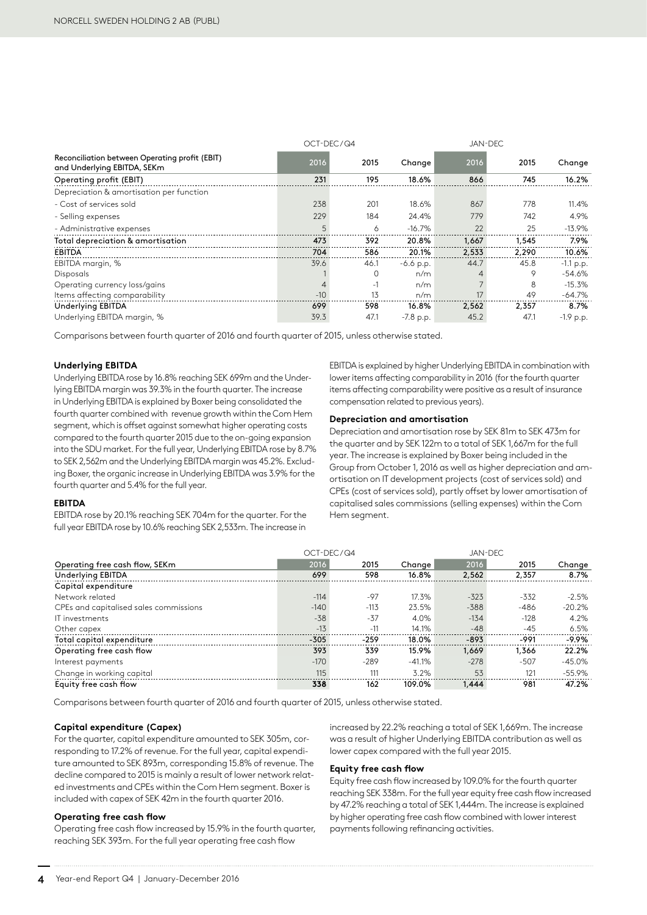| Reconciliation between Operating profit (EBIT) and Underlying EBITDA, SEKm | OCT-DEC/Q4 2016 | OCT-DEC/Q4 2015 | Change | JAN-DEC 2016 | JAN-DEC 2015 | Change |
|---|---|---|---|---|---|---|
| Operating profit (EBIT) | 231 | 195 | 18.6% | 866 | 745 | 16.2% |
| Depreciation & amortisation per function | | | | | | |
| - Cost of services sold | 238 | 201 | 18.6% | 867 | 778 | 11.4% |
| - Selling expenses | 229 | 184 | 24.4% | 779 | 742 | 4.9% |
| - Administrative expenses | 5 | 6 | -16.7% | 22 | 25 | -13.9% |
| Total depreciation & amortisation | 473 | 392 | 20.8% | 1,667 | 1,545 | 7.9% |
| EBITDA | 704 | 586 | 20.1% | 2,533 | 2,290 | 10.6% |
| EBITDA margin, % | 39.6 | 46.1 | -6.6 p.p. | 44.7 | 45.8 | -1.1 p.p. |
| Disposals | 1 | 0 | n/m | 4 | 9 | -54.6% |
| Operating currency loss/gains | 4 | -1 | n/m | 7 | 8 | -15.3% |
| Items affecting comparability | -10 | 13 | n/m | 17 | 49 | -64.7% |
| Underlying EBITDA | 699 | 598 | 16.8% | 2,562 | 2,357 | 8.7% |
| Underlying EBITDA margin, % | 39.3 | 47.1 | -7.8 p.p. | 45.2 | 47.1 | -1.9 p.p. |

Comparisons between fourth quarter of 2016 and fourth quarter of 2015, unless otherwise stated.

**Underlying EBITDA**

Underlying EBITDA rose by 16.8% reaching SEK 699m and the Underlying EBITDA margin was 39.3% in the fourth quarter. The increase in Underlying EBITDA is explained by Boxer being consolidated the fourth quarter combined with revenue growth within the Com Hem segment, which is offset against somewhat higher operating costs compared to the fourth quarter 2015 due to the on-going expansion into the SDU market. For the full year, Underlying EBITDA rose by 8.7% to SEK 2,562m and the Underlying EBITDA margin was 45.2%. Excluding Boxer, the organic increase in Underlying EBITDA was 3.9% for the fourth quarter and 5.4% for the full year.

**EBITDA**

EBITDA rose by 20.1% reaching SEK 704m for the quarter. For the full year EBITDA rose by 10.6% reaching SEK 2,533m. The increase in EBITDA is explained by higher Underlying EBITDA in combination with lower items affecting comparability in 2016 (for the fourth quarter items affecting comparability were positive as a result of insurance compensation related to previous years).

**Depreciation and amortisation**

Depreciation and amortisation rose by SEK 81m to SEK 473m for the quarter and by SEK 122m to a total of SEK 1,667m for the full year. The increase is explained by Boxer being included in the Group from October 1, 2016 as well as higher depreciation and amortisation on IT development projects (cost of services sold) and CPEs (cost of services sold), partly offset by lower amortisation of capitalised sales commissions (selling expenses) within the Com Hem segment.

| Operating free cash flow, SEKm | OCT-DEC/Q4 2016 | OCT-DEC/Q4 2015 | Change | JAN-DEC 2016 | JAN-DEC 2015 | Change |
|---|---|---|---|---|---|---|
| Underlying EBITDA | 699 | 598 | 16.8% | 2,562 | 2,357 | 8.7% |
| Capital expenditure | | | | | | |
| Network related | -114 | -97 | 17.3% | -323 | -332 | -2.5% |
| CPEs and capitalised sales commissions | -140 | -113 | 23.5% | -388 | -486 | -20.2% |
| IT investments | -38 | -37 | 4.0% | -134 | -128 | 4.2% |
| Other capex | -13 | -11 | 14.1% | -48 | -45 | 6.5% |
| Total capital expenditure | -305 | -259 | 18.0% | -893 | -991 | -9.9% |
| Operating free cash flow | 393 | 339 | 15.9% | 1,669 | 1,366 | 22.2% |
| Interest payments | -170 | -289 | -41.1% | -278 | -507 | -45.0% |
| Change in working capital | 115 | 111 | 3.2% | 53 | 121 | -55.9% |
| Equity free cash flow | 338 | 162 | 109.0% | 1,444 | 981 | 47.2% |

Comparisons between fourth quarter of 2016 and fourth quarter of 2015, unless otherwise stated.

**Capital expenditure (Capex)**

For the quarter, capital expenditure amounted to SEK 305m, corresponding to 17.2% of revenue. For the full year, capital expenditure amounted to SEK 893m, corresponding 15.8% of revenue. The decline compared to 2015 is mainly a result of lower network related investments and CPEs within the Com Hem segment. Boxer is included with capex of SEK 42m in the fourth quarter 2016.

**Operating free cash flow**

Operating free cash flow increased by 15.9% in the fourth quarter, reaching SEK 393m. For the full year operating free cash flow increased by 22.2% reaching a total of SEK 1,669m. The increase was a result of higher Underlying EBITDA contribution as well as lower capex compared with the full year 2015.

**Equity free cash flow**

Equity free cash flow increased by 109.0% for the fourth quarter reaching SEK 338m. For the full year equity free cash flow increased by 47.2% reaching a total of SEK 1,444m. The increase is explained by higher operating free cash flow combined with lower interest payments following refinancing activities.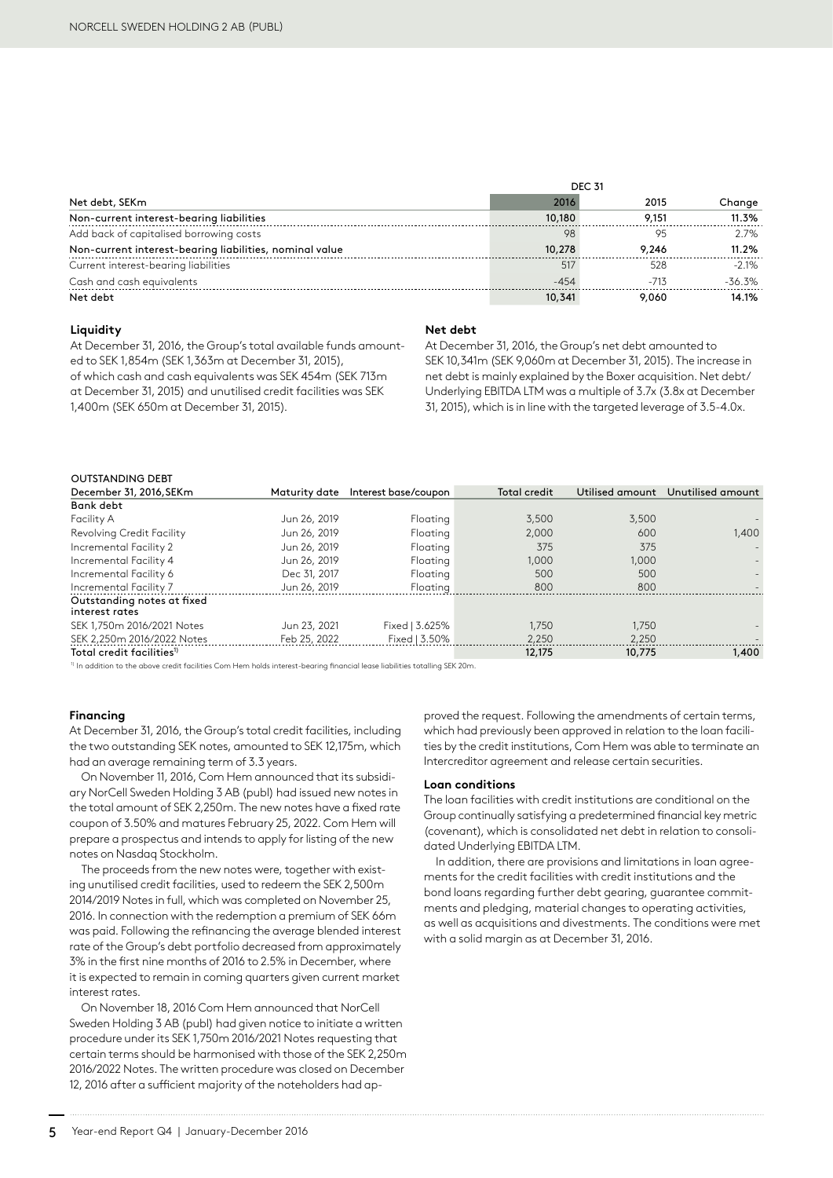| Net debt, SEKm | DEC 31 2016 | 2015 | Change |
|---|---|---|---|
| **Non-current interest-bearing liabilities** | **10,180** | **9,151** | **11.3%** |
| Add back of capitalised borrowing costs | 98 | 95 | 2.7% |
| **Non-current interest-bearing liabilities, nominal value** | **10,278** | **9,246** | **11.2%** |
| Current interest-bearing liabilities | 517 | 528 | -2.1% |
| Cash and cash equivalents | -454 | -713 | -36.3% |
| **Net debt** | **10,341** | **9,060** | **14.1%** |

### Liquidity

At December 31, 2016, the Group's total available funds amounted to SEK 1,854m (SEK 1,363m at December 31, 2015), of which cash and cash equivalents was SEK 454m (SEK 713m at December 31, 2015) and unutilised credit facilities was SEK 1,400m (SEK 650m at December 31, 2015).

### Net debt

At December 31, 2016, the Group's net debt amounted to SEK 10,341m (SEK 9,060m at December 31, 2015). The increase in net debt is mainly explained by the Boxer acquisition. Net debt/Underlying EBITDA LTM was a multiple of 3.7x (3.8x at December 31, 2015), which is in line with the targeted leverage of 3.5-4.0x.

OUTSTANDING DEBT

| December 31, 2016, SEKm | Maturity date | Interest base/coupon | Total credit | Utilised amount | Unutilised amount |
|---|---|---|---|---|---|
| **Bank debt** | | | | | |
| Facility A | Jun 26, 2019 | Floating | 3,500 | 3,500 | - |
| Revolving Credit Facility | Jun 26, 2019 | Floating | 2,000 | 600 | 1,400 |
| Incremental Facility 2 | Jun 26, 2019 | Floating | 375 | 375 | - |
| Incremental Facility 4 | Jun 26, 2019 | Floating | 1,000 | 1,000 | - |
| Incremental Facility 6 | Dec 31, 2017 | Floating | 500 | 500 | - |
| Incremental Facility 7 | Jun 26, 2019 | Floating | 800 | 800 | - |
| **Outstanding notes at fixed interest rates** | | | | | |
| SEK 1,750m 2016/2021 Notes | Jun 23, 2021 | Fixed \| 3.625% | 1,750 | 1,750 | - |
| SEK 2,250m 2016/2022 Notes | Feb 25, 2022 | Fixed \| 3.50% | 2,250 | 2,250 | - |
| **Total credit facilities[1]** | | | **12,175** | **10,775** | **1,400** |

[1] In addition to the above credit facilities Com Hem holds interest-bearing financial lease liabilities totalling SEK 20m.

### Financing

At December 31, 2016, the Group's total credit facilities, including the two outstanding SEK notes, amounted to SEK 12,175m, which had an average remaining term of 3.3 years.

On November 11, 2016, Com Hem announced that its subsidiary NorCell Sweden Holding 3 AB (publ) had issued new notes in the total amount of SEK 2,250m. The new notes have a fixed rate coupon of 3.50% and matures February 25, 2022. Com Hem will prepare a prospectus and intends to apply for listing of the new notes on Nasdaq Stockholm.

The proceeds from the new notes were, together with existing unutilised credit facilities, used to redeem the SEK 2,500m 2014/2019 Notes in full, which was completed on November 25, 2016. In connection with the redemption a premium of SEK 66m was paid. Following the refinancing the average blended interest rate of the Group's debt portfolio decreased from approximately 3% in the first nine months of 2016 to 2.5% in December, where it is expected to remain in coming quarters given current market interest rates.

On November 18, 2016 Com Hem announced that NorCell Sweden Holding 3 AB (publ) had given notice to initiate a written procedure under its SEK 1,750m 2016/2021 Notes requesting that certain terms should be harmonised with those of the SEK 2,250m 2016/2022 Notes. The written procedure was closed on December 12, 2016 after a sufficient majority of the noteholders had approved the request. Following the amendments of certain terms, which had previously been approved in relation to the loan facilities by the credit institutions, Com Hem was able to terminate an Intercreditor agreement and release certain securities.

### Loan conditions

The loan facilities with credit institutions are conditional on the Group continually satisfying a predetermined financial key metric (covenant), which is consolidated net debt in relation to consolidated Underlying EBITDA LTM.

In addition, there are provisions and limitations in loan agreements for the credit facilities with credit institutions and the bond loans regarding further debt gearing, guarantee commitments and pledging, material changes to operating activities, as well as acquisitions and divestments. The conditions were met with a solid margin as at December 31, 2016.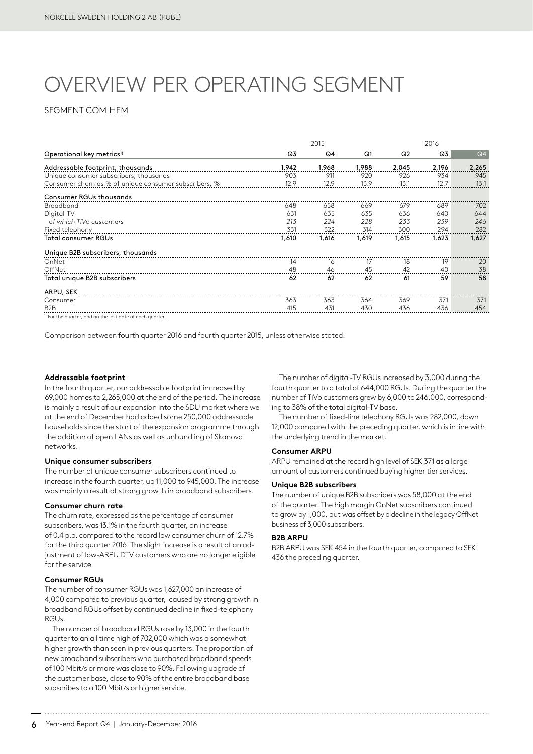# OVERVIEW PER OPERATING SEGMENT

## SEGMENT COM HEM

| | 2015 | | 2016 | | | |
|---|---|---|---|---|---|---|
| Operational key metrics[1] | Q3 | Q4 | Q1 | Q2 | Q3 | Q4 |
| Addressable footprint, thousands | 1,942 | 1,968 | 1,988 | 2,045 | 2,196 | 2,265 |
| Unique consumer subscribers, thousands | 903 | 911 | 920 | 926 | 934 | 945 |
| Consumer churn as % of unique consumer subscribers, % | 12.9 | 12.9 | 13.9 | 13.1 | 12.7 | 13.1 |
| **Consumer RGUs thousands** | | | | | | |
| Broadband | 648 | 658 | 669 | 679 | 689 | 702 |
| Digital-TV | 631 | 635 | 635 | 636 | 640 | 644 |
| *- of which TiVo customers* | *213* | *224* | *228* | *233* | *239* | *246* |
| Fixed telephony | 331 | 322 | 314 | 300 | 294 | 282 |
| **Total consumer RGUs** | **1,610** | **1,616** | **1,619** | **1,615** | **1,623** | **1,627** |
| **Unique B2B subscribers, thousands** | | | | | | |
| OnNet | 14 | 16 | 17 | 18 | 19 | 20 |
| OffNet | 48 | 46 | 45 | 42 | 40 | 38 |
| **Total unique B2B subscribers** | **62** | **62** | **62** | **61** | **59** | **58** |
| **ARPU, SEK** | | | | | | |
| Consumer | 363 | 363 | 364 | 369 | 371 | 371 |
| B2B | 415 | 431 | 430 | 436 | 436 | 454 |

[1] For the quarter, and on the last date of each quarter.

Comparison between fourth quarter 2016 and fourth quarter 2015, unless otherwise stated.

**Addressable footprint**

In the fourth quarter, our addressable footprint increased by 69,000 homes to 2,265,000 at the end of the period. The increase is mainly a result of our expansion into the SDU market where we at the end of December had added some 250,000 addressable households since the start of the expansion programme through the addition of open LANs as well as unbundling of Skanova networks.

**Unique consumer subscribers**

The number of unique consumer subscribers continued to increase in the fourth quarter, up 11,000 to 945,000. The increase was mainly a result of strong growth in broadband subscribers.

**Consumer churn rate**

The churn rate, expressed as the percentage of consumer subscribers, was 13.1% in the fourth quarter, an increase of 0.4 p.p. compared to the record low consumer churn of 12.7% for the third quarter 2016. The slight increase is a result of an adjustment of low-ARPU DTV customers who are no longer eligible for the service.

**Consumer RGUs**

The number of consumer RGUs was 1,627,000 an increase of 4,000 compared to previous quarter, caused by strong growth in broadband RGUs offset by continued decline in fixed-telephony RGUs.

The number of broadband RGUs rose by 13,000 in the fourth quarter to an all time high of 702,000 which was a somewhat higher growth than seen in previous quarters. The proportion of new broadband subscribers who purchased broadband speeds of 100 Mbit/s or more was close to 90%. Following upgrade of the customer base, close to 90% of the entire broadband base subscribes to a 100 Mbit/s or higher service.

The number of digital-TV RGUs increased by 3,000 during the fourth quarter to a total of 644,000 RGUs. During the quarter the number of TiVo customers grew by 6,000 to 246,000, corresponding to 38% of the total digital-TV base.

The number of fixed-line telephony RGUs was 282,000, down 12,000 compared with the preceding quarter, which is in line with the underlying trend in the market.

**Consumer ARPU**

ARPU remained at the record high level of SEK 371 as a large amount of customers continued buying higher tier services.

**Unique B2B subscribers**

The number of unique B2B subscribers was 58,000 at the end of the quarter. The high margin OnNet subscribers continued to grow by 1,000, but was offset by a decline in the legacy OffNet business of 3,000 subscribers.

**B2B ARPU**

B2B ARPU was SEK 454 in the fourth quarter, compared to SEK 436 the preceding quarter.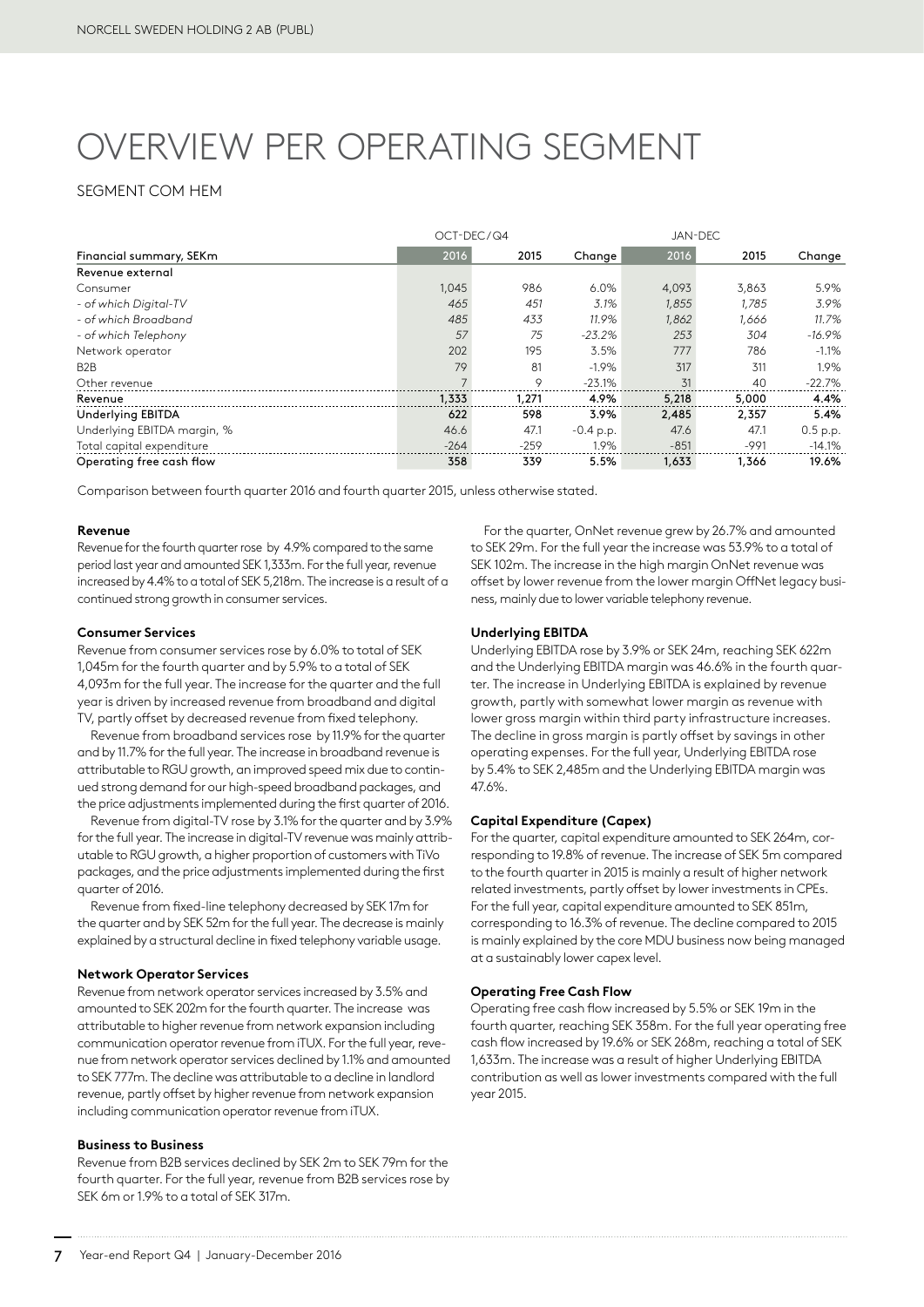# OVERVIEW PER OPERATING SEGMENT

## SEGMENT COM HEM

| Financial summary, SEKm | OCT-DEC/Q4 2016 | 2015 | Change | JAN-DEC 2016 | 2015 | Change |
|---|---|---|---|---|---|---|
| **Revenue external** | | | | | | |
| Consumer | 1,045 | 986 | 6.0% | 4,093 | 3,863 | 5.9% |
| *- of which Digital-TV* | *465* | *451* | *3.1%* | *1,855* | *1,785* | *3.9%* |
| *- of which Broadband* | *485* | *433* | *11.9%* | *1,862* | *1,666* | *11.7%* |
| *- of which Telephony* | *57* | *75* | *-23.2%* | *253* | *304* | *-16.9%* |
| Network operator | 202 | 195 | 3.5% | 777 | 786 | -1.1% |
| B2B | 79 | 81 | -1.9% | 317 | 311 | 1.9% |
| Other revenue | 7 | 9 | -23.1% | 31 | 40 | -22.7% |
| **Revenue** | **1,333** | **1,271** | **4.9%** | **5,218** | **5,000** | **4.4%** |
| **Underlying EBITDA** | **622** | **598** | **3.9%** | **2,485** | **2,357** | **5.4%** |
| Underlying EBITDA margin, % | 46.6 | 47.1 | -0.4 p.p. | 47.6 | 47.1 | 0.5 p.p. |
| Total capital expenditure | -264 | -259 | 1.9% | -851 | -991 | -14.1% |
| **Operating free cash flow** | **358** | **339** | **5.5%** | **1,633** | **1,366** | **19.6%** |

Comparison between fourth quarter 2016 and fourth quarter 2015, unless otherwise stated.

### Revenue

Revenue for the fourth quarter rose by 4.9% compared to the same period last year and amounted SEK 1,333m. For the full year, revenue increased by 4.4% to a total of SEK 5,218m. The increase is a result of a continued strong growth in consumer services.

### Consumer Services

Revenue from consumer services rose by 6.0% to total of SEK 1,045m for the fourth quarter and by 5.9% to a total of SEK 4,093m for the full year. The increase for the quarter and the full year is driven by increased revenue from broadband and digital TV, partly offset by decreased revenue from fixed telephony.

Revenue from broadband services rose by 11.9% for the quarter and by 11.7% for the full year. The increase in broadband revenue is attributable to RGU growth, an improved speed mix due to continued strong demand for our high-speed broadband packages, and the price adjustments implemented during the first quarter of 2016.

Revenue from digital-TV rose by 3.1% for the quarter and by 3.9% for the full year. The increase in digital-TV revenue was mainly attributable to RGU growth, a higher proportion of customers with TiVo packages, and the price adjustments implemented during the first quarter of 2016.

Revenue from fixed-line telephony decreased by SEK 17m for the quarter and by SEK 52m for the full year. The decrease is mainly explained by a structural decline in fixed telephony variable usage.

### Network Operator Services

Revenue from network operator services increased by 3.5% and amounted to SEK 202m for the fourth quarter. The increase was attributable to higher revenue from network expansion including communication operator revenue from iTUX. For the full year, revenue from network operator services declined by 1.1% and amounted to SEK 777m. The decline was attributable to a decline in landlord revenue, partly offset by higher revenue from network expansion including communication operator revenue from iTUX.

### Business to Business

Revenue from B2B services declined by SEK 2m to SEK 79m for the fourth quarter. For the full year, revenue from B2B services rose by SEK 6m or 1.9% to a total of SEK 317m.

For the quarter, OnNet revenue grew by 26.7% and amounted to SEK 29m. For the full year the increase was 53.9% to a total of SEK 102m. The increase in the high margin OnNet revenue was offset by lower revenue from the lower margin OffNet legacy business, mainly due to lower variable telephony revenue.

### Underlying EBITDA

Underlying EBITDA rose by 3.9% or SEK 24m, reaching SEK 622m and the Underlying EBITDA margin was 46.6% in the fourth quarter. The increase in Underlying EBITDA is explained by revenue growth, partly with somewhat lower margin as revenue with lower gross margin within third party infrastructure increases. The decline in gross margin is partly offset by savings in other operating expenses. For the full year, Underlying EBITDA rose by 5.4% to SEK 2,485m and the Underlying EBITDA margin was 47.6%.

### Capital Expenditure (Capex)

For the quarter, capital expenditure amounted to SEK 264m, corresponding to 19.8% of revenue. The increase of SEK 5m compared to the fourth quarter in 2015 is mainly a result of higher network related investments, partly offset by lower investments in CPEs. For the full year, capital expenditure amounted to SEK 851m, corresponding to 16.3% of revenue. The decline compared to 2015 is mainly explained by the core MDU business now being managed at a sustainably lower capex level.

### Operating Free Cash Flow

Operating free cash flow increased by 5.5% or SEK 19m in the fourth quarter, reaching SEK 358m. For the full year operating free cash flow increased by 19.6% or SEK 268m, reaching a total of SEK 1,633m. The increase was a result of higher Underlying EBITDA contribution as well as lower investments compared with the full year 2015.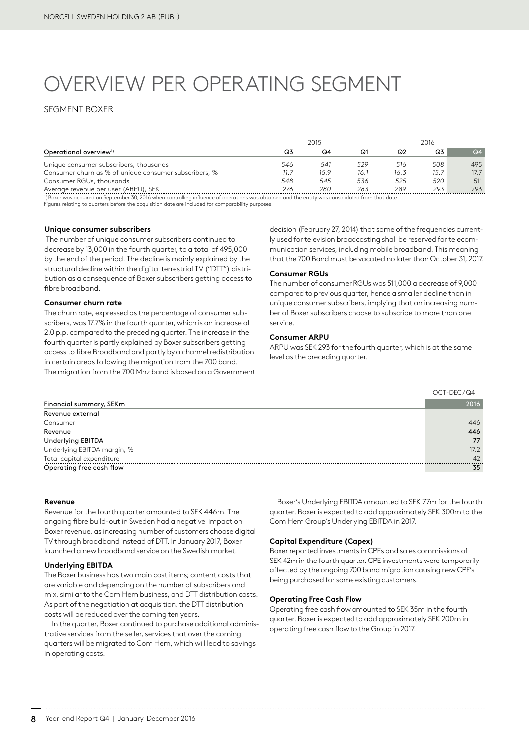# OVERVIEW PER OPERATING SEGMENT

## SEGMENT BOXER

| | 2015 | | 2016 | | | |
|---|---|---|---|---|---|---|
| Operational overview[1] | Q3 | Q4 | Q1 | Q2 | Q3 | Q4 |
| Unique consumer subscribers, thousands | 546 | 541 | 529 | 516 | 508 | 495 |
| Consumer churn as % of unique consumer subscribers, % | 11.7 | 15.9 | 16.1 | 16.3 | 15.7 | 17.7 |
| Consumer RGUs, thousands | 548 | 545 | 536 | 525 | 520 | 511 |
| Average revenue per user (ARPU), SEK | 276 | 280 | 283 | 289 | 293 | 293 |

1) Boxer was acquired on September 30, 2016 when controlling influence of operations was obtained and the entity was consolidated from that date. Figures relating to quarters before the acquisition date are included for comparability purposes.

**Unique consumer subscribers**

The number of unique consumer subscribers continued to decrease by 13,000 in the fourth quarter, to a total of 495,000 by the end of the period. The decline is mainly explained by the structural decline within the digital terrestrial TV ("DTT") distribution as a consequence of Boxer subscribers getting access to fibre broadband.

**Consumer churn rate**

The churn rate, expressed as the percentage of consumer subscribers, was 17.7% in the fourth quarter, which is an increase of 2.0 p.p. compared to the preceding quarter. The increase in the fourth quarter is partly explained by Boxer subscribers getting access to fibre Broadband and partly by a channel redistribution in certain areas following the migration from the 700 band. The migration from the 700 Mhz band is based on a Government decision (February 27, 2014) that some of the frequencies currently used for television broadcasting shall be reserved for telecommunication services, including mobile broadband. This meaning that the 700 Band must be vacated no later than October 31, 2017.

**Consumer RGUs**

The number of consumer RGUs was 511,000 a decrease of 9,000 compared to previous quarter, hence a smaller decline than in unique consumer subscribers, implying that an increasing number of Boxer subscribers choose to subscribe to more than one service.

**Consumer ARPU**

ARPU was SEK 293 for the fourth quarter, which is at the same level as the preceding quarter.

| | OCT-DEC/Q4 |
|---|---|
| Financial summary, SEKm | 2016 |
| Revenue external | |
| Consumer | 446 |
| Revenue | 446 |
| Underlying EBITDA | 77 |
| Underlying EBITDA margin, % | 17.2 |
| Total capital expenditure | -42 |
| Operating free cash flow | 35 |

**Revenue**

Revenue for the fourth quarter amounted to SEK 446m. The ongoing fibre build-out in Sweden had a negative impact on Boxer revenue, as increasing number of customers choose digital TV through broadband instead of DTT. In January 2017, Boxer launched a new broadband service on the Swedish market.

**Underlying EBITDA**

The Boxer business has two main cost items; content costs that are variable and depending on the number of subscribers and mix, similar to the Com Hem business, and DTT distribution costs. As part of the negotiation at acquisition, the DTT distribution costs will be reduced over the coming ten years.

In the quarter, Boxer continued to purchase additional administrative services from the seller, services that over the coming quarters will be migrated to Com Hem, which will lead to savings in operating costs.

Boxer's Underlying EBITDA amounted to SEK 77m for the fourth quarter. Boxer is expected to add approximately SEK 300m to the Com Hem Group's Underlying EBITDA in 2017.

**Capital Expenditure (Capex)**

Boxer reported investments in CPEs and sales commissions of SEK 42m in the fourth quarter. CPE investments were temporarily affected by the ongoing 700 band migration causing new CPE's being purchased for some existing customers.

**Operating Free Cash Flow**

Operating free cash flow amounted to SEK 35m in the fourth quarter. Boxer is expected to add approximately SEK 200m in operating free cash flow to the Group in 2017.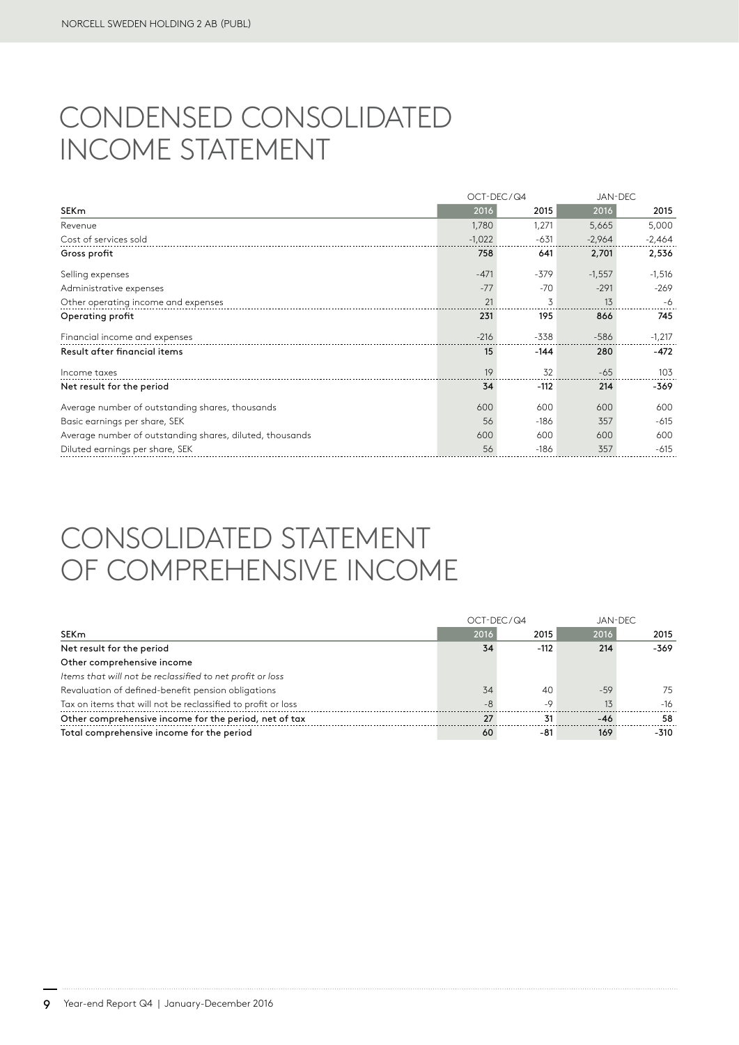# CONDENSED CONSOLIDATED INCOME STATEMENT

| | OCT-DEC/Q4 | | JAN-DEC | |
|---|---|---|---|---|
| **SEKm** | **2016** | **2015** | **2016** | **2015** |
| Revenue | 1,780 | 1,271 | 5,665 | 5,000 |
| Cost of services sold | -1,022 | -631 | -2,964 | -2,464 |
| **Gross profit** | **758** | **641** | **2,701** | **2,536** |
| Selling expenses | -471 | -379 | -1,557 | -1,516 |
| Administrative expenses | -77 | -70 | -291 | -269 |
| Other operating income and expenses | 21 | 3 | 13 | -6 |
| **Operating profit** | **231** | **195** | **866** | **745** |
| Financial income and expenses | -216 | -338 | -586 | -1,217 |
| **Result after financial items** | **15** | **-144** | **280** | **-472** |
| Income taxes | 19 | 32 | -65 | 103 |
| **Net result for the period** | **34** | **-112** | **214** | **-369** |
| Average number of outstanding shares, thousands | 600 | 600 | 600 | 600 |
| Basic earnings per share, SEK | 56 | -186 | 357 | -615 |
| Average number of outstanding shares, diluted, thousands | 600 | 600 | 600 | 600 |
| Diluted earnings per share, SEK | 56 | -186 | 357 | -615 |

# CONSOLIDATED STATEMENT OF COMPREHENSIVE INCOME

| | OCT-DEC/Q4 | | JAN-DEC | |
|---|---|---|---|---|
| **SEKm** | **2016** | **2015** | **2016** | **2015** |
| **Net result for the period** | **34** | **-112** | **214** | **-369** |
| **Other comprehensive income** | | | | |
| *Items that will not be reclassified to net profit or loss* | | | | |
| Revaluation of defined-benefit pension obligations | 34 | 40 | -59 | 75 |
| Tax on items that will not be reclassified to profit or loss | -8 | -9 | 13 | -16 |
| **Other comprehensive income for the period, net of tax** | **27** | **31** | **-46** | **58** |
| **Total comprehensive income for the period** | **60** | **-81** | **169** | **-310** |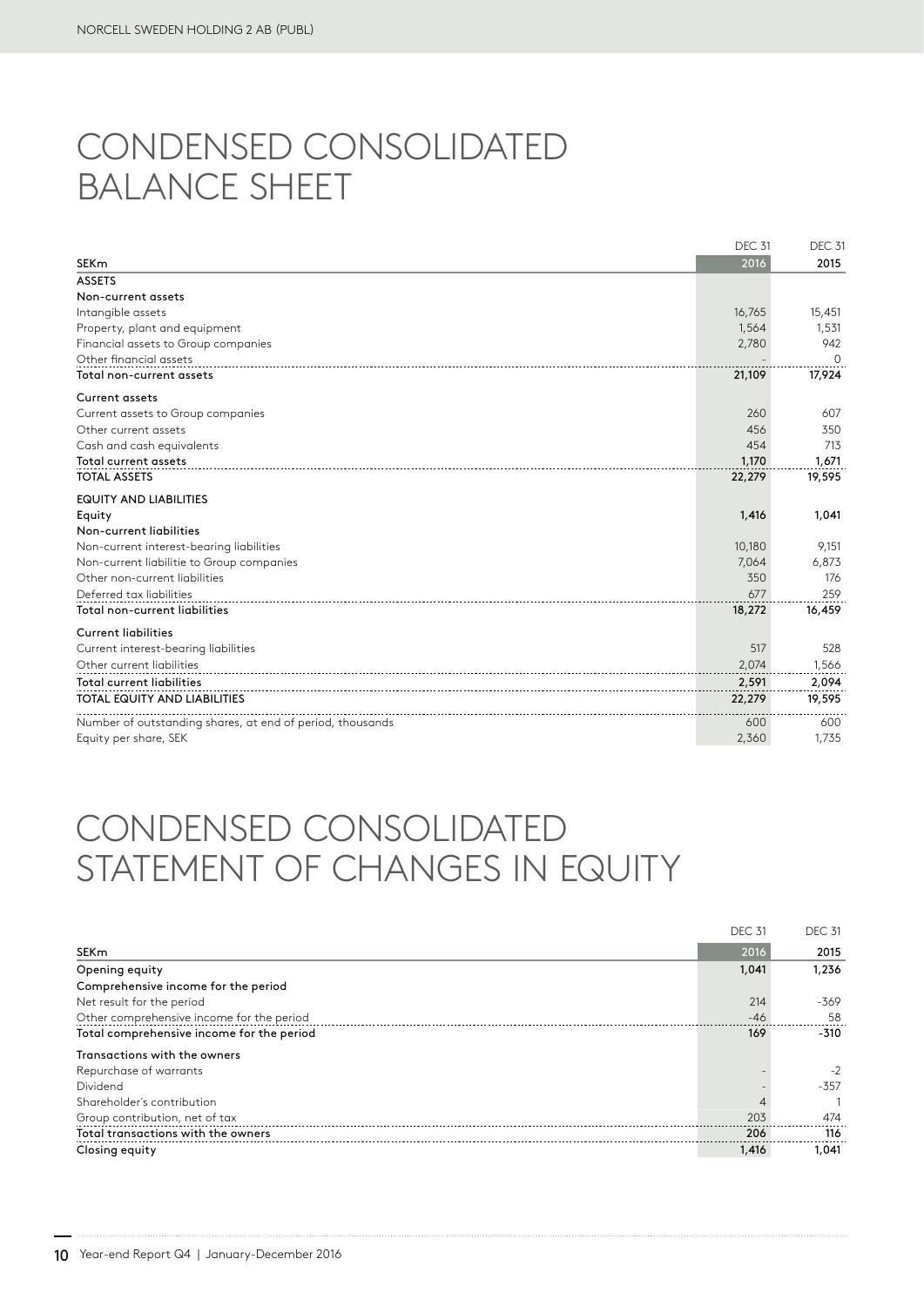# CONDENSED CONSOLIDATED BALANCE SHEET

| SEKm | DEC 31 2016 | DEC 31 2015 |
|---|---|---|
| **ASSETS** | | |
| **Non-current assets** | | |
| Intangible assets | 16,765 | 15,451 |
| Property, plant and equipment | 1,564 | 1,531 |
| Financial assets to Group companies | 2,780 | 942 |
| Other financial assets | - | 0 |
| **Total non-current assets** | **21,109** | **17,924** |
| **Current assets** | | |
| Current assets to Group companies | 260 | 607 |
| Other current assets | 456 | 350 |
| Cash and cash equivalents | 454 | 713 |
| **Total current assets** | **1,170** | **1,671** |
| **TOTAL ASSETS** | **22,279** | **19,595** |
| **EQUITY AND LIABILITIES** | | |
| **Equity** | **1,416** | **1,041** |
| **Non-current liabilities** | | |
| Non-current interest-bearing liabilities | 10,180 | 9,151 |
| Non-current liabilitie to Group companies | 7,064 | 6,873 |
| Other non-current liabilities | 350 | 176 |
| Deferred tax liabilities | 677 | 259 |
| **Total non-current liabilities** | **18,272** | **16,459** |
| **Current liabilities** | | |
| Current interest-bearing liabilities | 517 | 528 |
| Other current liabilities | 2,074 | 1,566 |
| **Total current liabilities** | **2,591** | **2,094** |
| **TOTAL EQUITY AND LIABILITIES** | **22,279** | **19,595** |
| Number of outstanding shares, at end of period, thousands | 600 | 600 |
| Equity per share, SEK | 2,360 | 1,735 |

# CONDENSED CONSOLIDATED STATEMENT OF CHANGES IN EQUITY

| SEKm | DEC 31 2016 | DEC 31 2015 |
|---|---|---|
| **Opening equity** | **1,041** | **1,236** |
| **Comprehensive income for the period** | | |
| Net result for the period | 214 | -369 |
| Other comprehensive income for the period | -46 | 58 |
| **Total comprehensive income for the period** | **169** | **-310** |
| **Transactions with the owners** | | |
| Repurchase of warrants | - | -2 |
| Dividend | - | -357 |
| Shareholder's contribution | 4 | 1 |
| Group contribution, net of tax | 203 | 474 |
| **Total transactions with the owners** | **206** | **116** |
| **Closing equity** | **1,416** | **1,041** |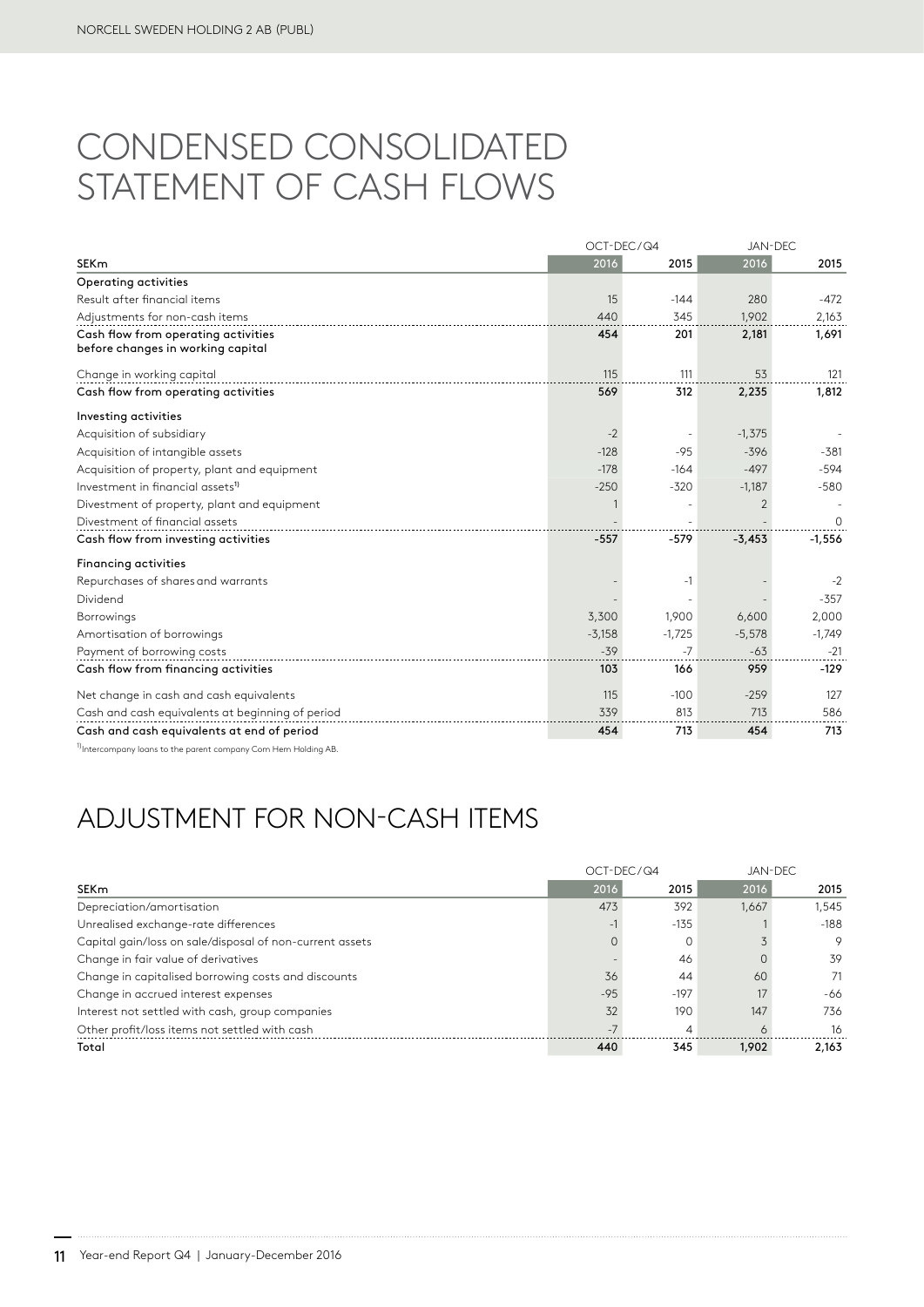# CONDENSED CONSOLIDATED STATEMENT OF CASH FLOWS

| | OCT-DEC/Q4 | | JAN-DEC | |
|---|---|---|---|---|
| SEKm | 2016 | 2015 | 2016 | 2015 |
| **Operating activities** | | | | |
| Result after financial items | 15 | -144 | 280 | -472 |
| Adjustments for non-cash items | 440 | 345 | 1,902 | 2,163 |
| **Cash flow from operating activities before changes in working capital** | **454** | **201** | **2,181** | **1,691** |
| Change in working capital | 115 | 111 | 53 | 121 |
| **Cash flow from operating activities** | **569** | **312** | **2,235** | **1,812** |
| **Investing activities** | | | | |
| Acquisition of subsidiary | -2 | - | -1,375 | - |
| Acquisition of intangible assets | -128 | -95 | -396 | -381 |
| Acquisition of property, plant and equipment | -178 | -164 | -497 | -594 |
| Investment in financial assets[1] | -250 | -320 | -1,187 | -580 |
| Divestment of property, plant and equipment | 1 | - | 2 | - |
| Divestment of financial assets | - | - | - | 0 |
| **Cash flow from investing activities** | **-557** | **-579** | **-3,453** | **-1,556** |
| **Financing activities** | | | | |
| Repurchases of shares and warrants | - | -1 | - | -2 |
| Dividend | - | - | - | -357 |
| Borrowings | 3,300 | 1,900 | 6,600 | 2,000 |
| Amortisation of borrowings | -3,158 | -1,725 | -5,578 | -1,749 |
| Payment of borrowing costs | -39 | -7 | -63 | -21 |
| **Cash flow from financing activities** | **103** | **166** | **959** | **-129** |
| Net change in cash and cash equivalents | 115 | -100 | -259 | 127 |
| Cash and cash equivalents at beginning of period | 339 | 813 | 713 | 586 |
| **Cash and cash equivalents at end of period** | **454** | **713** | **454** | **713** |

[1] Intercompany loans to the parent company Com Hem Holding AB.

# ADJUSTMENT FOR NON-CASH ITEMS

| | OCT-DEC/Q4 | | JAN-DEC | |
|---|---|---|---|---|
| SEKm | 2016 | 2015 | 2016 | 2015 |
| Depreciation/amortisation | 473 | 392 | 1,667 | 1,545 |
| Unrealised exchange-rate differences | -1 | -135 | 1 | -188 |
| Capital gain/loss on sale/disposal of non-current assets | 0 | 0 | 3 | 9 |
| Change in fair value of derivatives | - | 46 | 0 | 39 |
| Change in capitalised borrowing costs and discounts | 36 | 44 | 60 | 71 |
| Change in accrued interest expenses | -95 | -197 | 17 | -66 |
| Interest not settled with cash, group companies | 32 | 190 | 147 | 736 |
| Other profit/loss items not settled with cash | -7 | 4 | 6 | 16 |
| **Total** | **440** | **345** | **1,902** | **2,163** |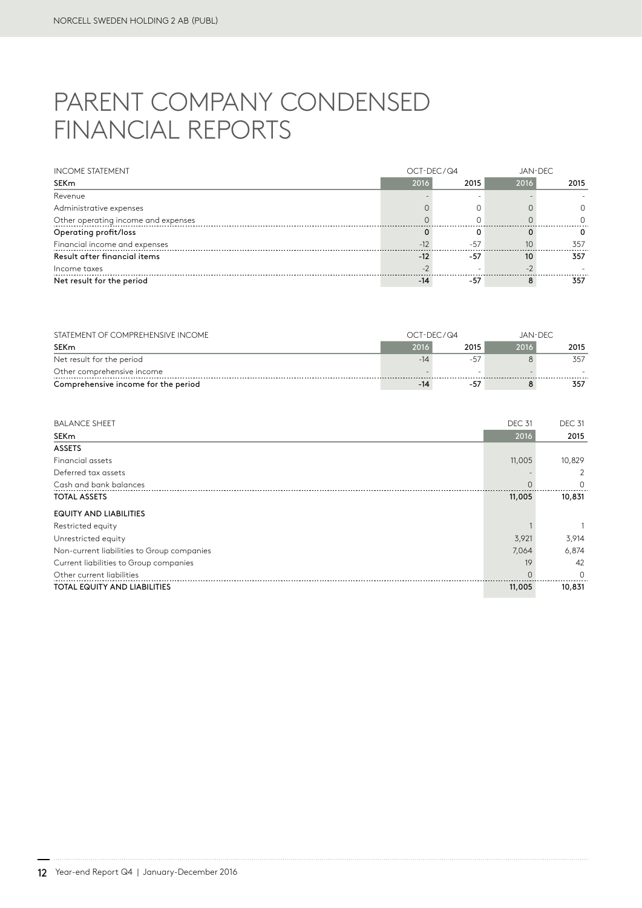# PARENT COMPANY CONDENSED FINANCIAL REPORTS

| INCOME STATEMENT | OCT-DEC/Q4 | | JAN-DEC | |
|---|---|---|---|---|
| SEKm | 2016 | 2015 | 2016 | 2015 |
| Revenue | - | - | - | - |
| Administrative expenses | 0 | 0 | 0 | 0 |
| Other operating income and expenses | 0 | 0 | 0 | 0 |
| **Operating profit/loss** | **0** | **0** | **0** | **0** |
| Financial income and expenses | -12 | -57 | 10 | 357 |
| **Result after financial items** | **-12** | **-57** | **10** | **357** |
| Income taxes | -2 | - | -2 | - |
| **Net result for the period** | **-14** | **-57** | **8** | **357** |

| STATEMENT OF COMPREHENSIVE INCOME | OCT-DEC/Q4 | | JAN-DEC | |
|---|---|---|---|---|
| SEKm | 2016 | 2015 | 2016 | 2015 |
| Net result for the period | -14 | -57 | 8 | 357 |
| Other comprehensive income | - | - | - | - |
| **Comprehensive income for the period** | **-14** | **-57** | **8** | **357** |

| BALANCE SHEET | DEC 31 | DEC 31 |
|---|---|---|
| SEKm | 2016 | 2015 |
| **ASSETS** | | |
| Financial assets | 11,005 | 10,829 |
| Deferred tax assets | - | 2 |
| Cash and bank balances | 0 | 0 |
| **TOTAL ASSETS** | **11,005** | **10,831** |
| **EQUITY AND LIABILITIES** | | |
| Restricted equity | 1 | 1 |
| Unrestricted equity | 3,921 | 3,914 |
| Non-current liabilities to Group companies | 7,064 | 6,874 |
| Current liabilities to Group companies | 19 | 42 |
| Other current liabilities | 0 | 0 |
| **TOTAL EQUITY AND LIABILITIES** | **11,005** | **10,831** |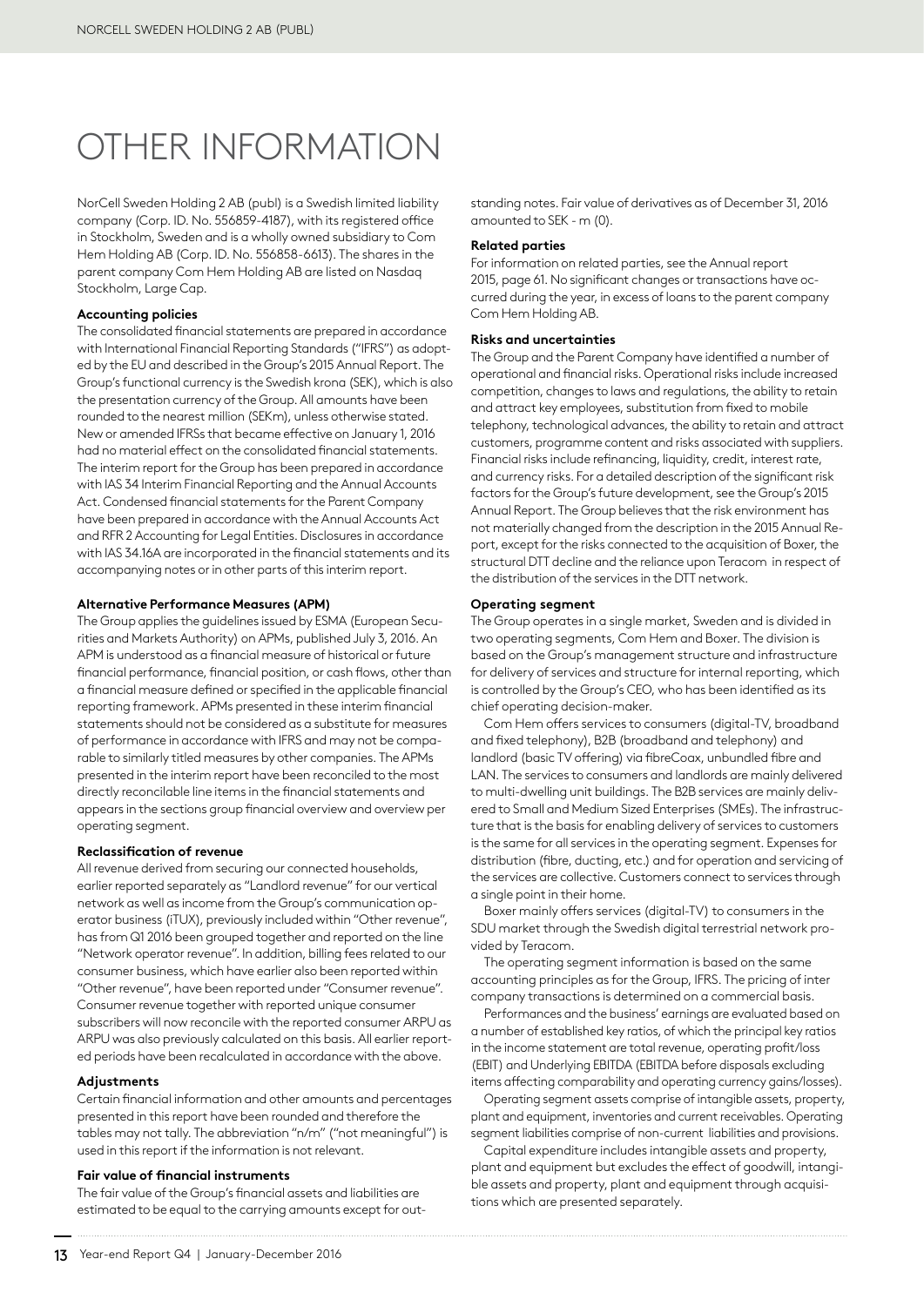# OTHER INFORMATION

NorCell Sweden Holding 2 AB (publ) is a Swedish limited liability company (Corp. ID. No. 556859-4187), with its registered office in Stockholm, Sweden and is a wholly owned subsidiary to Com Hem Holding AB (Corp. ID. No. 556858-6613). The shares in the parent company Com Hem Holding AB are listed on Nasdaq Stockholm, Large Cap.

**Accounting policies**

The consolidated financial statements are prepared in accordance with International Financial Reporting Standards ("IFRS") as adopted by the EU and described in the Group's 2015 Annual Report. The Group's functional currency is the Swedish krona (SEK), which is also the presentation currency of the Group. All amounts have been rounded to the nearest million (SEKm), unless otherwise stated. New or amended IFRSs that became effective on January 1, 2016 had no material effect on the consolidated financial statements. The interim report for the Group has been prepared in accordance with IAS 34 Interim Financial Reporting and the Annual Accounts Act. Condensed financial statements for the Parent Company have been prepared in accordance with the Annual Accounts Act and RFR 2 Accounting for Legal Entities. Disclosures in accordance with IAS 34.16A are incorporated in the financial statements and its accompanying notes or in other parts of this interim report.

**Alternative Performance Measures (APM)**

The Group applies the guidelines issued by ESMA (European Securities and Markets Authority) on APMs, published July 3, 2016. An APM is understood as a financial measure of historical or future financial performance, financial position, or cash flows, other than a financial measure defined or specified in the applicable financial reporting framework. APMs presented in these interim financial statements should not be considered as a substitute for measures of performance in accordance with IFRS and may not be comparable to similarly titled measures by other companies. The APMs presented in the interim report have been reconciled to the most directly reconcilable line items in the financial statements and appears in the sections group financial overview and overview per operating segment.

**Reclassification of revenue**

All revenue derived from securing our connected households, earlier reported separately as "Landlord revenue" for our vertical network as well as income from the Group's communication operator business (iTUX), previously included within "Other revenue", has from Q1 2016 been grouped together and reported on the line "Network operator revenue". In addition, billing fees related to our consumer business, which have earlier also been reported within "Other revenue", have been reported under "Consumer revenue". Consumer revenue together with reported unique consumer subscribers will now reconcile with the reported consumer ARPU as ARPU was also previously calculated on this basis. All earlier reported periods have been recalculated in accordance with the above.

**Adjustments**

Certain financial information and other amounts and percentages presented in this report have been rounded and therefore the tables may not tally. The abbreviation "n/m" ("not meaningful") is used in this report if the information is not relevant.

**Fair value of financial instruments**

The fair value of the Group's financial assets and liabilities are estimated to be equal to the carrying amounts except for outstanding notes. Fair value of derivatives as of December 31, 2016 amounted to SEK - m (0).

**Related parties**

For information on related parties, see the Annual report 2015, page 61. No significant changes or transactions have occurred during the year, in excess of loans to the parent company Com Hem Holding AB.

**Risks and uncertainties**

The Group and the Parent Company have identified a number of operational and financial risks. Operational risks include increased competition, changes to laws and regulations, the ability to retain and attract key employees, substitution from fixed to mobile telephony, technological advances, the ability to retain and attract customers, programme content and risks associated with suppliers. Financial risks include refinancing, liquidity, credit, interest rate, and currency risks. For a detailed description of the significant risk factors for the Group's future development, see the Group's 2015 Annual Report. The Group believes that the risk environment has not materially changed from the description in the 2015 Annual Report, except for the risks connected to the acquisition of Boxer, the structural DTT decline and the reliance upon Teracom in respect of the distribution of the services in the DTT network.

**Operating segment**

The Group operates in a single market, Sweden and is divided in two operating segments, Com Hem and Boxer. The division is based on the Group's management structure and infrastructure for delivery of services and structure for internal reporting, which is controlled by the Group's CEO, who has been identified as its chief operating decision-maker.

Com Hem offers services to consumers (digital-TV, broadband and fixed telephony), B2B (broadband and telephony) and landlord (basic TV offering) via fibreCoax, unbundled fibre and LAN. The services to consumers and landlords are mainly delivered to multi-dwelling unit buildings. The B2B services are mainly delivered to Small and Medium Sized Enterprises (SMEs). The infrastructure that is the basis for enabling delivery of services to customers is the same for all services in the operating segment. Expenses for distribution (fibre, ducting, etc.) and for operation and servicing of the services are collective. Customers connect to services through a single point in their home.

Boxer mainly offers services (digital-TV) to consumers in the SDU market through the Swedish digital terrestrial network provided by Teracom.

The operating segment information is based on the same accounting principles as for the Group, IFRS. The pricing of inter company transactions is determined on a commercial basis.

Performances and the business' earnings are evaluated based on a number of established key ratios, of which the principal key ratios in the income statement are total revenue, operating profit/loss (EBIT) and Underlying EBITDA (EBITDA before disposals excluding items affecting comparability and operating currency gains/losses).

Operating segment assets comprise of intangible assets, property, plant and equipment, inventories and current receivables. Operating segment liabilities comprise of non-current liabilities and provisions.

Capital expenditure includes intangible assets and property, plant and equipment but excludes the effect of goodwill, intangible assets and property, plant and equipment through acquisitions which are presented separately.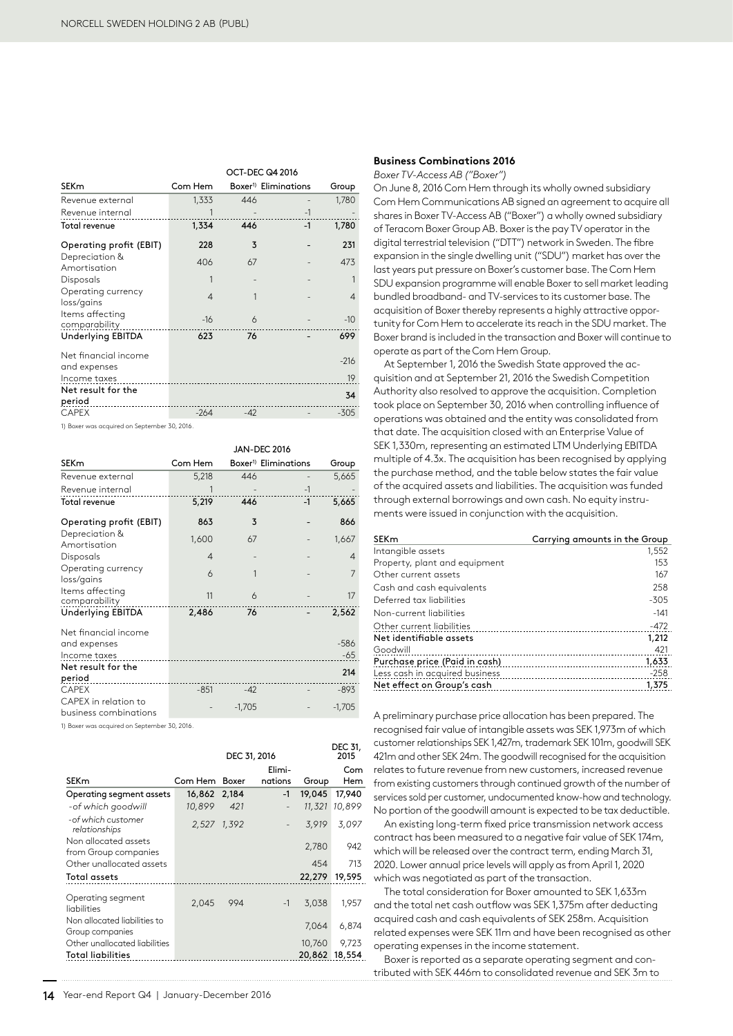| SEKm | OCT-DEC Q4 2016 | | | |
|---|---|---|---|---|
| | Com Hem | Boxer[1] | Eliminations | Group |
| Revenue external | 1,333 | 446 | - | 1,780 |
| Revenue internal | 1 | - | -1 | - |
| **Total revenue** | **1,334** | **446** | **-1** | **1,780** |
| **Operating profit (EBIT)** | **228** | **3** | **-** | **231** |
| Depreciation & Amortisation | 406 | 67 | - | 473 |
| Disposals | 1 | - | - | 1 |
| Operating currency loss/gains | 4 | 1 | - | 4 |
| Items affecting comparability | -16 | 6 | - | -10 |
| **Underlying EBITDA** | **623** | **76** | **-** | **699** |
| Net financial income and expenses | | | | -216 |
| Income taxes | | | | 19 |
| **Net result for the period** | | | | **34** |
| CAPEX | -264 | -42 | - | -305 |

1) Boxer was acquired on September 30, 2016.

| SEKm | JAN-DEC 2016 | | | |
|---|---|---|---|---|
| | Com Hem | Boxer[1] | Eliminations | Group |
| Revenue external | 5,218 | 446 | - | 5,665 |
| Revenue internal | 1 | - | -1 | - |
| **Total revenue** | **5,219** | **446** | **-1** | **5,665** |
| **Operating profit (EBIT)** | **863** | **3** | **-** | **866** |
| Depreciation & Amortisation | 1,600 | 67 | - | 1,667 |
| Disposals | 4 | - | - | 4 |
| Operating currency loss/gains | 6 | 1 | - | 7 |
| Items affecting comparability | 11 | 6 | - | 17 |
| **Underlying EBITDA** | **2,486** | **76** | **-** | **2,562** |
| Net financial income and expenses | | | | -586 |
| Income taxes | | | | -65 |
| **Net result for the period** | | | | **214** |
| CAPEX | -851 | -42 | - | -893 |
| CAPEX in relation to business combinations | - | -1,705 | - | -1,705 |

1) Boxer was acquired on September 30, 2016.

| SEKm | DEC 31, 2016 | | | | DEC 31, 2015 |
|---|---|---|---|---|---|
| | Com Hem | Boxer | Eliminations | Group | Com Hem |
| **Operating segment assets** | **16,862** | **2,184** | **-1** | **19,045** | **17,940** |
| *-of which goodwill* | *10,899* | *421* | *-* | *11,321* | *10,899* |
| *-of which customer relationships* | *2,527* | *1,392* | *-* | *3,919* | *3,097* |
| Non allocated assets from Group companies | | | | 2,780 | 942 |
| Other unallocated assets | | | | 454 | 713 |
| **Total assets** | | | | **22,279** | **19,595** |
| Operating segment liabilities | 2,045 | 994 | -1 | 3,038 | 1,957 |
| Non allocated liabilities to Group companies | | | | 7,064 | 6,874 |
| Other unallocated liabilities | | | | 10,760 | 9,723 |
| **Total liabilities** | | | | **20,862** | **18,554** |

### Business Combinations 2016

*Boxer TV-Access AB ("Boxer")*

On June 8, 2016 Com Hem through its wholly owned subsidiary Com Hem Communications AB signed an agreement to acquire all shares in Boxer TV-Access AB ("Boxer") a wholly owned subsidiary of Teracom Boxer Group AB. Boxer is the pay TV operator in the digital terrestrial television ("DTT") network in Sweden. The fibre expansion in the single dwelling unit ("SDU") market has over the last years put pressure on Boxer's customer base. The Com Hem SDU expansion programme will enable Boxer to sell market leading bundled broadband- and TV-services to its customer base. The acquisition of Boxer thereby represents a highly attractive opportunity for Com Hem to accelerate its reach in the SDU market. The Boxer brand is included in the transaction and Boxer will continue to operate as part of the Com Hem Group.

At September 1, 2016 the Swedish State approved the acquisition and at September 21, 2016 the Swedish Competition Authority also resolved to approve the acquisition. Completion took place on September 30, 2016 when controlling influence of operations was obtained and the entity was consolidated from that date. The acquisition closed with an Enterprise Value of SEK 1,330m, representing an estimated LTM Underlying EBITDA multiple of 4.3x. The acquisition has been recognised by applying the purchase method, and the table below states the fair value of the acquired assets and liabilities. The acquisition was funded through external borrowings and own cash. No equity instruments were issued in conjunction with the acquisition.

| SEKm | Carrying amounts in the Group |
|---|---|
| Intangible assets | 1,552 |
| Property, plant and equipment | 153 |
| Other current assets | 167 |
| Cash and cash equivalents | 258 |
| Deferred tax liabilities | -305 |
| Non-current liabilities | -141 |
| Other current liabilities | -472 |
| **Net identifiable assets** | **1,212** |
| Goodwill | 421 |
| **Purchase price (Paid in cash)** | **1,633** |
| Less cash in acquired business | -258 |
| **Net effect on Group's cash** | **1,375** |

A preliminary purchase price allocation has been prepared. The recognised fair value of intangible assets was SEK 1,973m of which customer relationships SEK 1,427m, trademark SEK 101m, goodwill SEK 421m and other SEK 24m. The goodwill recognised for the acquisition relates to future revenue from new customers, increased revenue from existing customers through continued growth of the number of services sold per customer, undocumented know-how and technology. No portion of the goodwill amount is expected to be tax deductible.

An existing long-term fixed price transmission network access contract has been measured to a negative fair value of SEK 174m, which will be released over the contract term, ending March 31, 2020. Lower annual price levels will apply as from April 1, 2020 which was negotiated as part of the transaction.

The total consideration for Boxer amounted to SEK 1,633m and the total net cash outflow was SEK 1,375m after deducting acquired cash and cash equivalents of SEK 258m. Acquisition related expenses were SEK 11m and have been recognised as other operating expenses in the income statement.

Boxer is reported as a separate operating segment and contributed with SEK 446m to consolidated revenue and SEK 3m to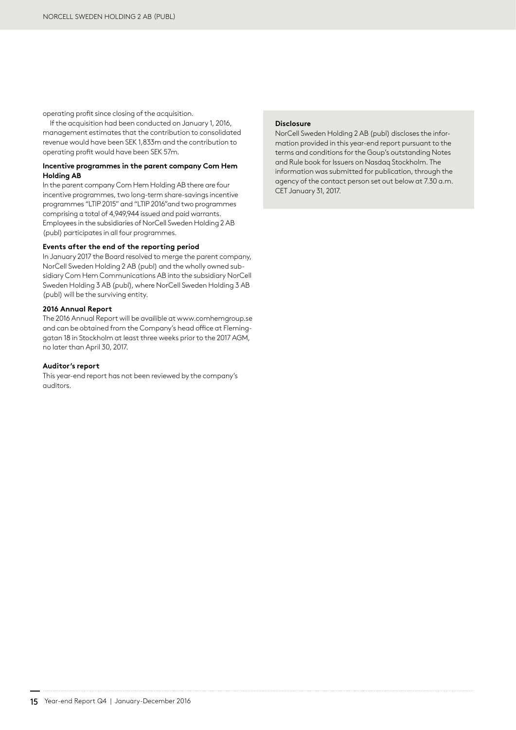operating profit since closing of the acquisition.

If the acquisition had been conducted on January 1, 2016, management estimates that the contribution to consolidated revenue would have been SEK 1,833m and the contribution to operating profit would have been SEK 57m.

**Incentive programmes in the parent company Com Hem Holding AB**

In the parent company Com Hem Holding AB there are four incentive programmes, two long-term share-savings incentive programmes "LTIP 2015" and "LTIP 2016"and two programmes comprising a total of 4,949,944 issued and paid warrants. Employees in the subsidiaries of NorCell Sweden Holding 2 AB (publ) participates in all four programmes.

**Events after the end of the reporting period**

In January 2017 the Board resolved to merge the parent company, NorCell Sweden Holding 2 AB (publ) and the wholly owned subsidiary Com Hem Communications AB into the subsidiary NorCell Sweden Holding 3 AB (publ), where NorCell Sweden Holding 3 AB (publ) will be the surviving entity.

**2016 Annual Report**

The 2016 Annual Report will be availible at www.comhemgroup.se and can be obtained from the Company's head office at Fleminggatan 18 in Stockholm at least three weeks prior to the 2017 AGM, no later than April 30, 2017.

**Auditor's report**

This year-end report has not been reviewed by the company's auditors.

**Disclosure**

NorCell Sweden Holding 2 AB (publ) discloses the information provided in this year-end report pursuant to the terms and conditions for the Goup's outstanding Notes and Rule book for Issuers on Nasdaq Stockholm. The information was submitted for publication, through the agency of the contact person set out below at 7.30 a.m. CET January 31, 2017.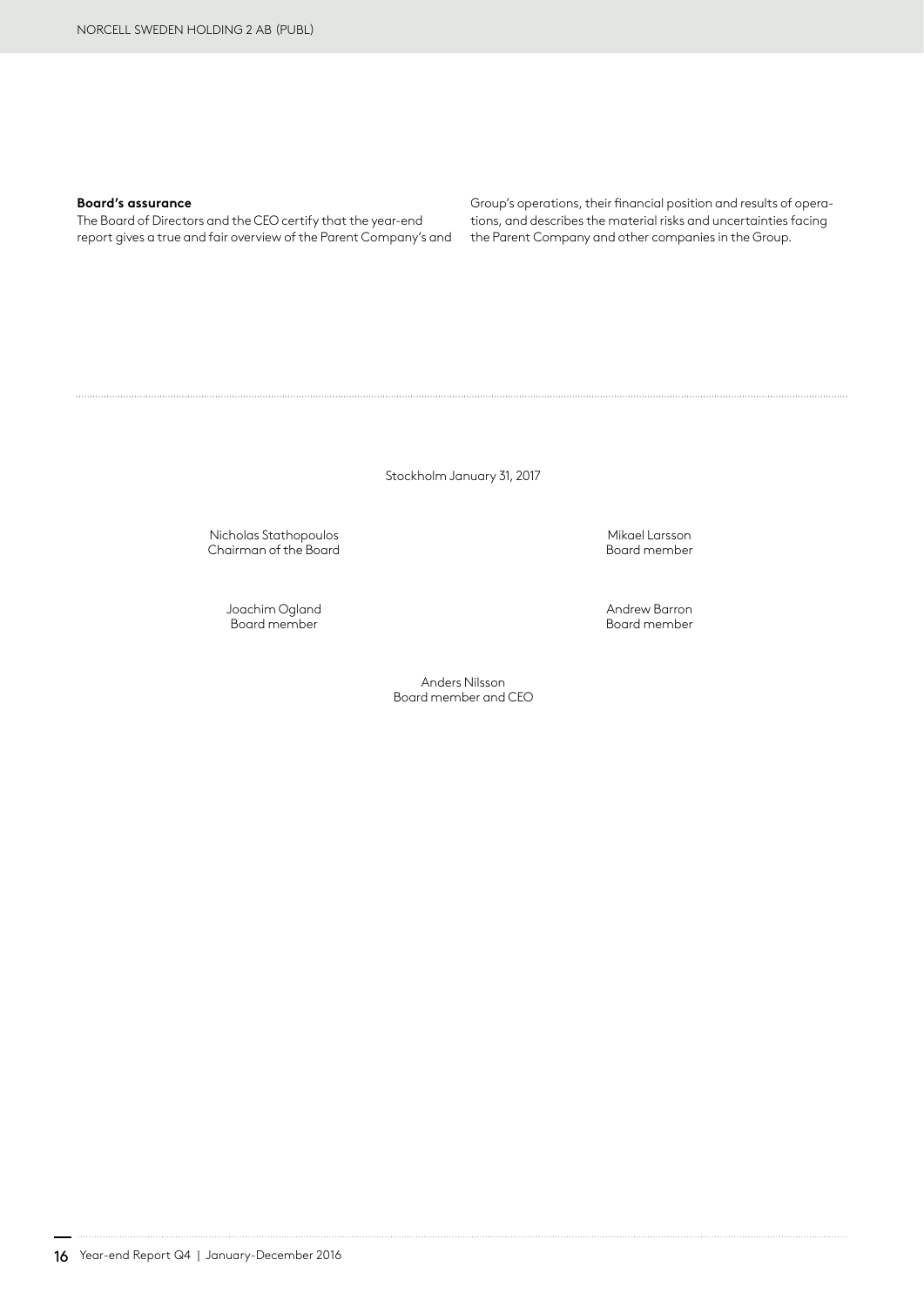**Board's assurance**

The Board of Directors and the CEO certify that the year-end report gives a true and fair overview of the Parent Company's and Group's operations, their financial position and results of operations, and describes the material risks and uncertainties facing the Parent Company and other companies in the Group.

Stockholm January 31, 2017

Nicholas Stathopoulos
Chairman of the Board

Mikael Larsson
Board member

Joachim Ogland
Board member

Andrew Barron
Board member

Anders Nilsson
Board member and CEO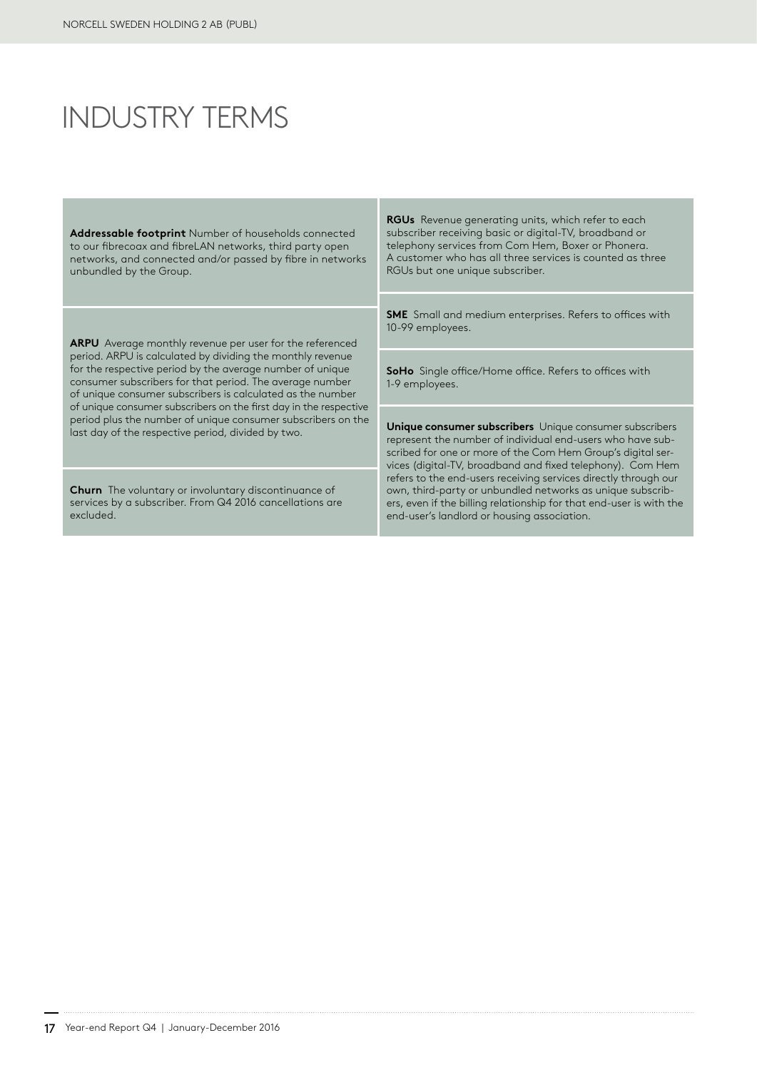# INDUSTRY TERMS

**Addressable footprint** Number of households connected to our fibrecoax and fibreLAN networks, third party open networks, and connected and/or passed by fibre in networks unbundled by the Group.

**ARPU** Average monthly revenue per user for the referenced period. ARPU is calculated by dividing the monthly revenue for the respective period by the average number of unique consumer subscribers for that period. The average number of unique consumer subscribers is calculated as the number of unique consumer subscribers on the first day in the respective period plus the number of unique consumer subscribers on the last day of the respective period, divided by two.

**Churn** The voluntary or involuntary discontinuance of services by a subscriber. From Q4 2016 cancellations are excluded.

**RGUs** Revenue generating units, which refer to each subscriber receiving basic or digital-TV, broadband or telephony services from Com Hem, Boxer or Phonera. A customer who has all three services is counted as three RGUs but one unique subscriber.

**SME** Small and medium enterprises. Refers to offices with 10-99 employees.

**SoHo** Single office/Home office. Refers to offices with 1-9 employees.

**Unique consumer subscribers** Unique consumer subscribers represent the number of individual end-users who have subscribed for one or more of the Com Hem Group's digital services (digital-TV, broadband and fixed telephony). Com Hem refers to the end-users receiving services directly through our own, third-party or unbundled networks as unique subscribers, even if the billing relationship for that end-user is with the end-user's landlord or housing association.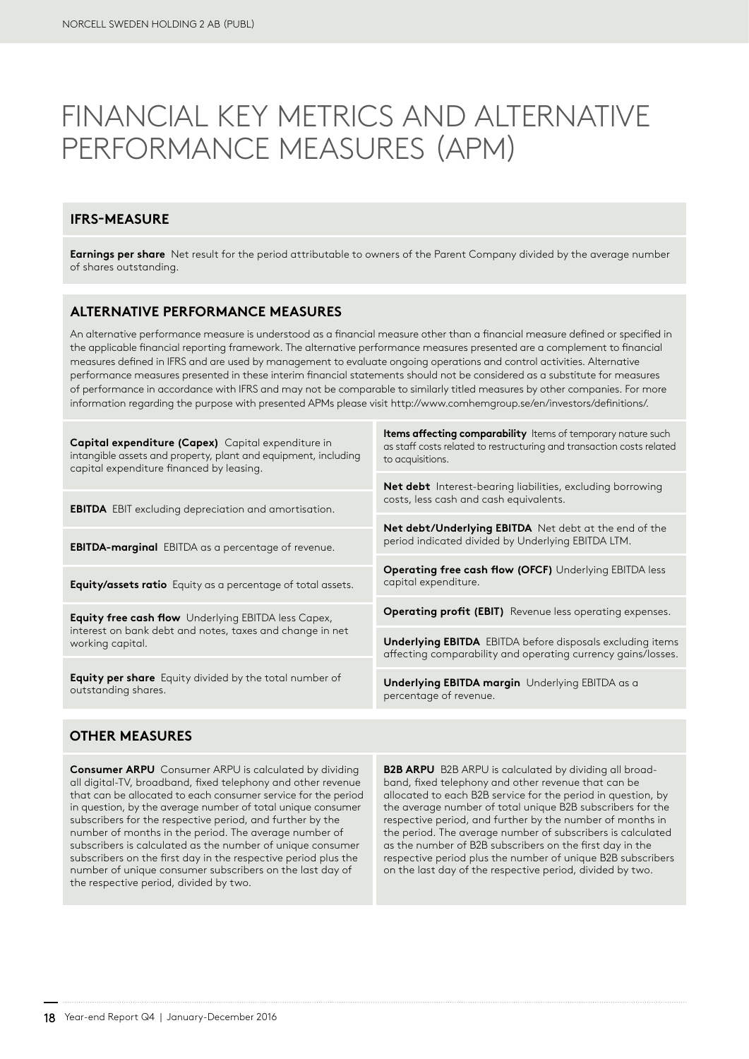# FINANCIAL KEY METRICS AND ALTERNATIVE PERFORMANCE MEASURES (APM)

## IFRS-MEASURE

**Earnings per share** Net result for the period attributable to owners of the Parent Company divided by the average number of shares outstanding.

## ALTERNATIVE PERFORMANCE MEASURES

An alternative performance measure is understood as a financial measure other than a financial measure defined or specified in the applicable financial reporting framework. The alternative performance measures presented are a complement to financial measures defined in IFRS and are used by management to evaluate ongoing operations and control activities. Alternative performance measures presented in these interim financial statements should not be considered as a substitute for measures of performance in accordance with IFRS and may not be comparable to similarly titled measures by other companies. For more information regarding the purpose with presented APMs please visit http://www.comhemgroup.se/en/investors/definitions/.

**Capital expenditure (Capex)** Capital expenditure in intangible assets and property, plant and equipment, including capital expenditure financed by leasing.

**EBITDA** EBIT excluding depreciation and amortisation.

**EBITDA-marginal** EBITDA as a percentage of revenue.

**Equity/assets ratio** Equity as a percentage of total assets.

**Equity free cash flow** Underlying EBITDA less Capex, interest on bank debt and notes, taxes and change in net working capital.

**Equity per share** Equity divided by the total number of outstanding shares.

**Items affecting comparability** Items of temporary nature such as staff costs related to restructuring and transaction costs related to acquisitions.

**Net debt** Interest-bearing liabilities, excluding borrowing costs, less cash and cash equivalents.

**Net debt/Underlying EBITDA** Net debt at the end of the period indicated divided by Underlying EBITDA LTM.

**Operating free cash flow (OFCF)** Underlying EBITDA less capital expenditure.

**Operating profit (EBIT)** Revenue less operating expenses.

**Underlying EBITDA** EBITDA before disposals excluding items affecting comparability and operating currency gains/losses.

**Underlying EBITDA margin** Underlying EBITDA as a percentage of revenue.

## OTHER MEASURES

**Consumer ARPU** Consumer ARPU is calculated by dividing all digital-TV, broadband, fixed telephony and other revenue that can be allocated to each consumer service for the period in question, by the average number of total unique consumer subscribers for the respective period, and further by the number of months in the period. The average number of subscribers is calculated as the number of unique consumer subscribers on the first day in the respective period plus the number of unique consumer subscribers on the last day of the respective period, divided by two.

**B2B ARPU** B2B ARPU is calculated by dividing all broadband, fixed telephony and other revenue that can be allocated to each B2B service for the period in question, by the average number of total unique B2B subscribers for the respective period, and further by the number of months in the period. The average number of subscribers is calculated as the number of B2B subscribers on the first day in the respective period plus the number of unique B2B subscribers on the last day of the respective period, divided by two.